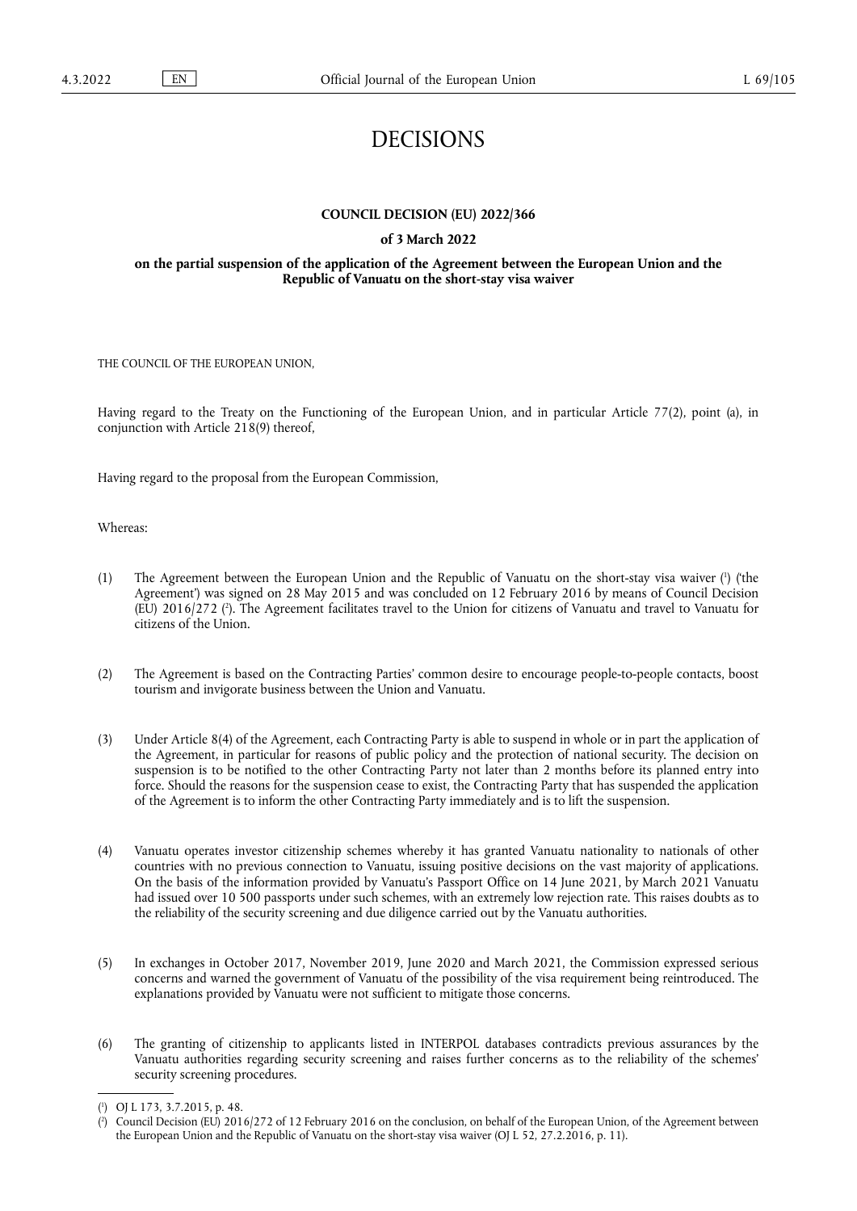# DECISIONS

## COUNCIL DECISION (EU) 2022/366

### of 3 March 2022

### on the partial suspension of the application of the Agreement between the European Union and the Republic of Vanuatu on the short-stay visa waiver

THE COUNCIL OF THE EUROPEAN UNION,

Having regard to the Treaty on the Functioning of the European Union, and in particular Article 77(2), point (a), in conjunction with Article 218(9) thereof,

Having regard to the proposal from the European Commission,

Whereas:

(1) The Agreement between the European Union and the Republic of Vanuatu on the short-stay visa waiver [1] ('the Agreement') was signed on 28 May 2015 and was concluded on 12 February 2016 by means of Council Decision (EU) 2016/272 [2]. The Agreement facilitates travel to the Union for citizens of Vanuatu and travel to Vanuatu for citizens of the Union.

(2) The Agreement is based on the Contracting Parties' common desire to encourage people-to-people contacts, boost tourism and invigorate business between the Union and Vanuatu.

(3) Under Article 8(4) of the Agreement, each Contracting Party is able to suspend in whole or in part the application of the Agreement, in particular for reasons of public policy and the protection of national security. The decision on suspension is to be notified to the other Contracting Party not later than 2 months before its planned entry into force. Should the reasons for the suspension cease to exist, the Contracting Party that has suspended the application of the Agreement is to inform the other Contracting Party immediately and is to lift the suspension.

(4) Vanuatu operates investor citizenship schemes whereby it has granted Vanuatu nationality to nationals of other countries with no previous connection to Vanuatu, issuing positive decisions on the vast majority of applications. On the basis of the information provided by Vanuatu's Passport Office on 14 June 2021, by March 2021 Vanuatu had issued over 10 500 passports under such schemes, with an extremely low rejection rate. This raises doubts as to the reliability of the security screening and due diligence carried out by the Vanuatu authorities.

(5) In exchanges in October 2017, November 2019, June 2020 and March 2021, the Commission expressed serious concerns and warned the government of Vanuatu of the possibility of the visa requirement being reintroduced. The explanations provided by Vanuatu were not sufficient to mitigate those concerns.

(6) The granting of citizenship to applicants listed in INTERPOL databases contradicts previous assurances by the Vanuatu authorities regarding security screening and raises further concerns as to the reliability of the schemes' security screening procedures.

---

[1] OJ L 173, 3.7.2015, p. 48.

[2] Council Decision (EU) 2016/272 of 12 February 2016 on the conclusion, on behalf of the European Union, of the Agreement between the European Union and the Republic of Vanuatu on the short-stay visa waiver (OJ L 52, 27.2.2016, p. 11).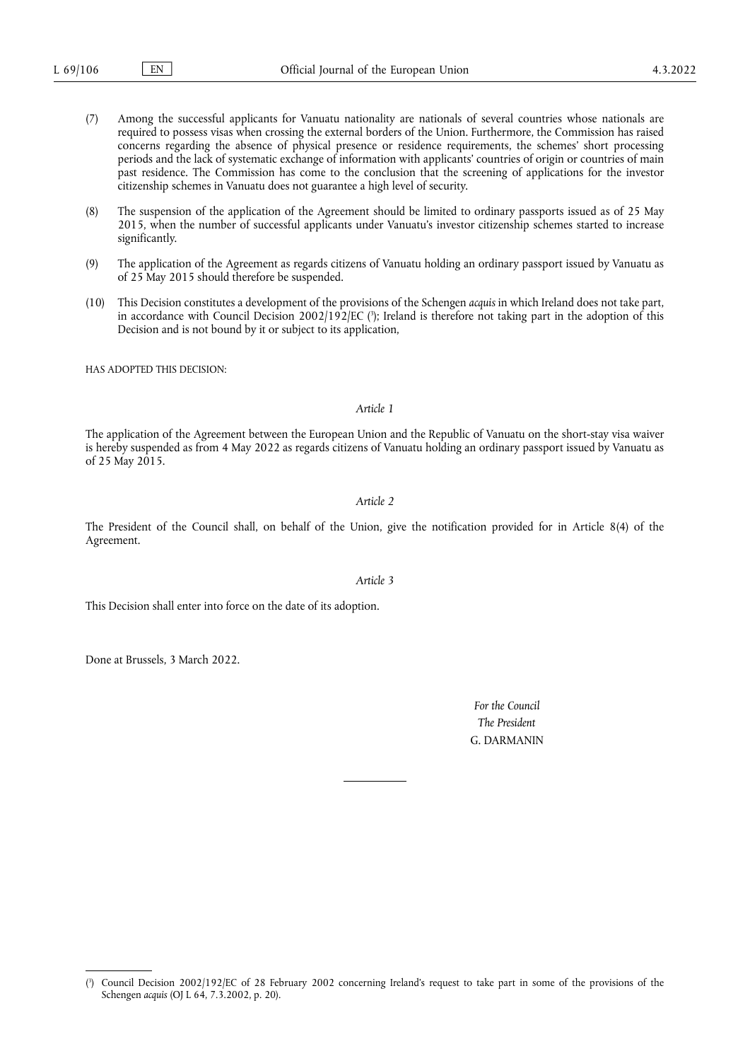(7) Among the successful applicants for Vanuatu nationality are nationals of several countries whose nationals are required to possess visas when crossing the external borders of the Union. Furthermore, the Commission has raised concerns regarding the absence of physical presence or residence requirements, the schemes' short processing periods and the lack of systematic exchange of information with applicants' countries of origin or countries of main past residence. The Commission has come to the conclusion that the screening of applications for the investor citizenship schemes in Vanuatu does not guarantee a high level of security.

(8) The suspension of the application of the Agreement should be limited to ordinary passports issued as of 25 May 2015, when the number of successful applicants under Vanuatu's investor citizenship schemes started to increase significantly.

(9) The application of the Agreement as regards citizens of Vanuatu holding an ordinary passport issued by Vanuatu as of 25 May 2015 should therefore be suspended.

(10) This Decision constitutes a development of the provisions of the Schengen *acquis* in which Ireland does not take part, in accordance with Council Decision 2002/192/EC [3]; Ireland is therefore not taking part in the adoption of this Decision and is not bound by it or subject to its application,

HAS ADOPTED THIS DECISION:

*Article 1*

The application of the Agreement between the European Union and the Republic of Vanuatu on the short-stay visa waiver is hereby suspended as from 4 May 2022 as regards citizens of Vanuatu holding an ordinary passport issued by Vanuatu as of 25 May 2015.

*Article 2*

The President of the Council shall, on behalf of the Union, give the notification provided for in Article 8(4) of the Agreement.

*Article 3*

This Decision shall enter into force on the date of its adoption.

Done at Brussels, 3 March 2022.

*For the Council*

*The President*

G. DARMANIN

---

[3] Council Decision 2002/192/EC of 28 February 2002 concerning Ireland's request to take part in some of the provisions of the Schengen *acquis* (OJ L 64, 7.3.2002, p. 20).